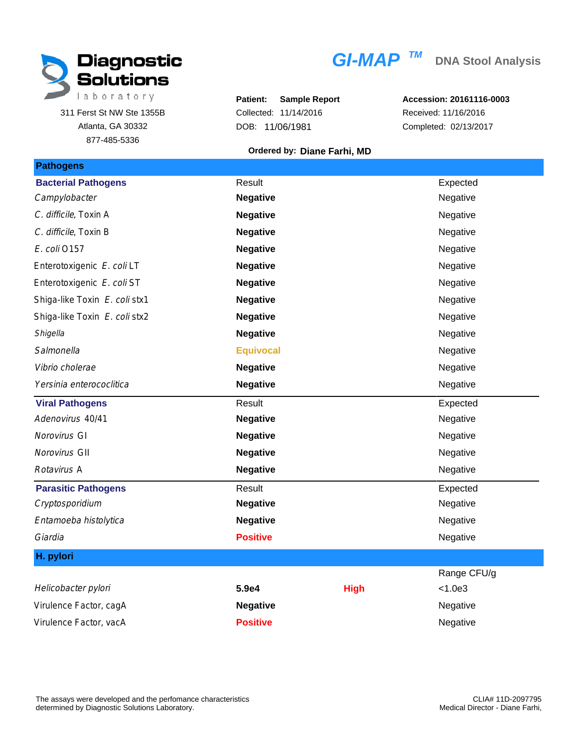**Diagnostic Solutions** laboratory

311 Ferst St NW Ste 1355B
Atlanta, GA 30332
877-485-5336

# *GI-MAP* ™ DNA Stool Analysis

**Patient:** Sample Report
Collected: 11/14/2016
DOB: 11/06/1981

**Accession: 20161116-0003**
Received: 11/16/2016
Completed: 02/13/2017

**Ordered by: Diane Farhi, MD**

## Pathogens

| **Bacterial Pathogens** | Result | Expected |
|---|---|---|
| *Campylobacter* | **Negative** | Negative |
| *C. difficile*, Toxin A | **Negative** | Negative |
| *C. difficile*, Toxin B | **Negative** | Negative |
| *E. coli* O157 | **Negative** | Negative |
| Enterotoxigenic *E. coli* LT | **Negative** | Negative |
| Enterotoxigenic *E. coli* ST | **Negative** | Negative |
| Shiga-like Toxin *E. coli* stx1 | **Negative** | Negative |
| Shiga-like Toxin *E. coli* stx2 | **Negative** | Negative |
| *Shigella* | **Negative** | Negative |
| *Salmonella* | **Equivocal** | Negative |
| *Vibrio cholerae* | **Negative** | Negative |
| *Yersinia enterococlitica* | **Negative** | Negative |

| **Viral Pathogens** | Result | Expected |
|---|---|---|
| *Adenovirus* 40/41 | **Negative** | Negative |
| *Norovirus* GI | **Negative** | Negative |
| *Norovirus* GII | **Negative** | Negative |
| *Rotavirus* A | **Negative** | Negative |

| **Parasitic Pathogens** | Result | Expected |
|---|---|---|
| *Cryptosporidium* | **Negative** | Negative |
| *Entamoeba histolytica* | **Negative** | Negative |
| *Giardia* | **Positive** | Negative |

## H. pylori

| | Result | | Range CFU/g |
|---|---|---|---|
| *Helicobacter pylori* | **5.9e4** | **High** | <1.0e3 |
| Virulence Factor, cagA | **Negative** | | Negative |
| Virulence Factor, vacA | **Positive** | | Negative |

The assays were developed and the perfomance characteristics determined by Diagnostic Solutions Laboratory.

CLIA# 11D-2097795
Medical Director - Diane Farhi,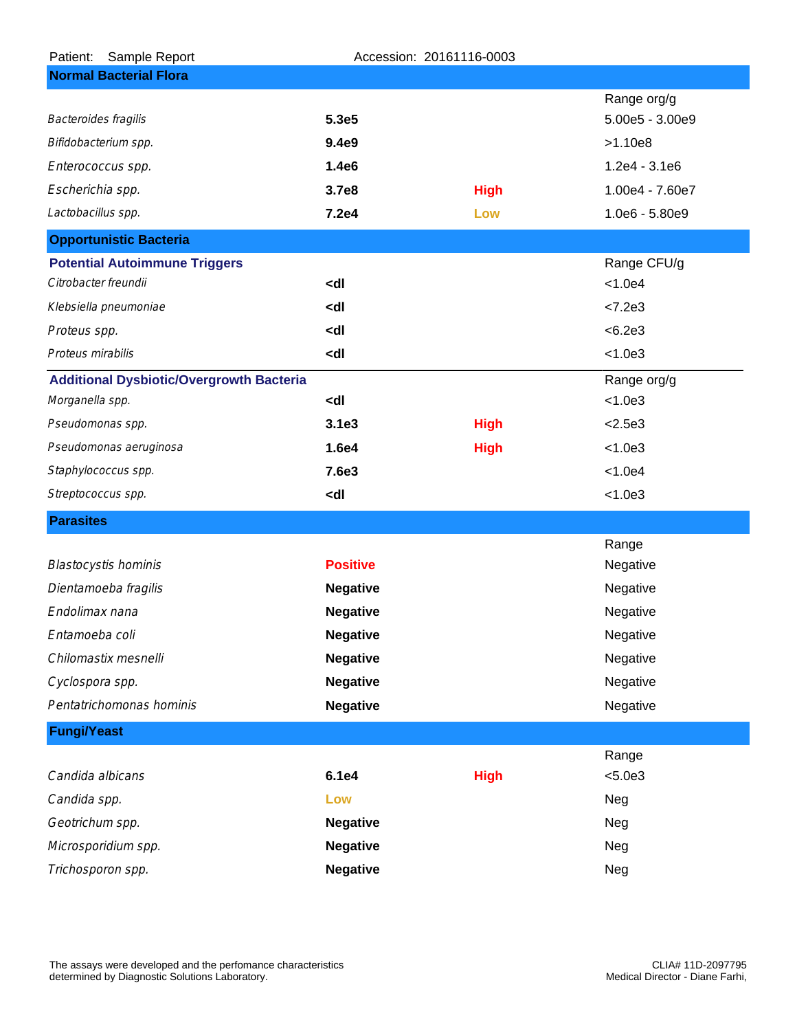Patient: Sample Report    Accession: 20161116-0003

## Normal Bacterial Flora

| | | | Range org/g |
|---|---|---|---|
| *Bacteroides fragilis* | **5.3e5** | | 5.00e5 - 3.00e9 |
| *Bifidobacterium spp.* | **9.4e9** | | >1.10e8 |
| *Enterococcus spp.* | **1.4e6** | | 1.2e4 - 3.1e6 |
| *Escherichia spp.* | **3.7e8** | High | 1.00e4 - 7.60e7 |
| *Lactobacillus spp.* | **7.2e4** | Low | 1.0e6 - 5.80e9 |

## Opportunistic Bacteria

| Potential Autoimmune Triggers | | | Range CFU/g |
|---|---|---|---|
| *Citrobacter freundii* | **<dl** | | <1.0e4 |
| *Klebsiella pneumoniae* | **<dl** | | <7.2e3 |
| *Proteus spp.* | **<dl** | | <6.2e3 |
| *Proteus mirabilis* | **<dl** | | <1.0e3 |

| Additional Dysbiotic/Overgrowth Bacteria | | | Range org/g |
|---|---|---|---|
| *Morganella spp.* | **<dl** | | <1.0e3 |
| *Pseudomonas spp.* | **3.1e3** | High | <2.5e3 |
| *Pseudomonas aeruginosa* | **1.6e4** | High | <1.0e3 |
| *Staphylococcus spp.* | **7.6e3** | | <1.0e4 |
| *Streptococcus spp.* | **<dl** | | <1.0e3 |

## Parasites

| | | Range |
|---|---|---|
| *Blastocystis hominis* | **Positive** | Negative |
| *Dientamoeba fragilis* | **Negative** | Negative |
| *Endolimax nana* | **Negative** | Negative |
| *Entamoeba coli* | **Negative** | Negative |
| *Chilomastix mesnelli* | **Negative** | Negative |
| *Cyclospora spp.* | **Negative** | Negative |
| *Pentatrichomonas hominis* | **Negative** | Negative |

## Fungi/Yeast

| | | | Range |
|---|---|---|---|
| *Candida albicans* | **6.1e4** | High | <5.0e3 |
| *Candida spp.* | Low | | Neg |
| *Geotrichum spp.* | **Negative** | | Neg |
| *Microsporidium spp.* | **Negative** | | Neg |
| *Trichosporon spp.* | **Negative** | | Neg |

The assays were developed and the perfomance characteristics determined by Diagnostic Solutions Laboratory.

CLIA# 11D-2097795
Medical Director - Diane Farhi,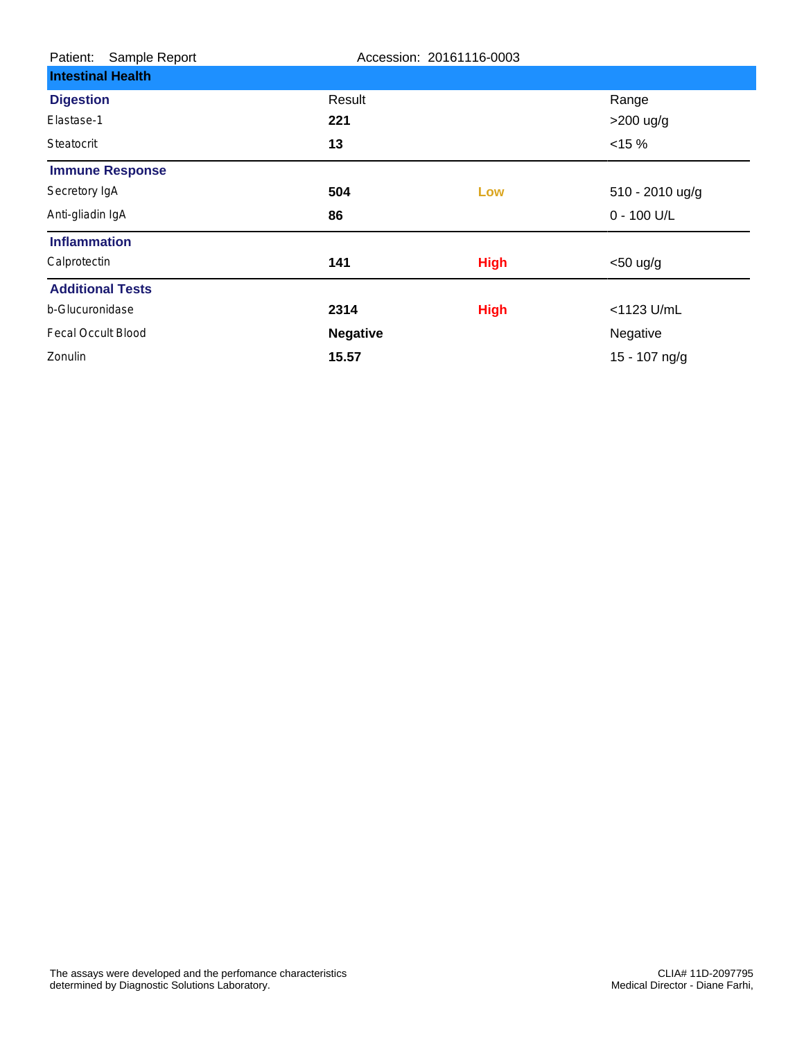Patient: Sample Report    Accession: 20161116-0003

## Intestinal Health

| Digestion | Result | | Range |
|---|---|---|---|
| Elastase-1 | **221** | | >200 ug/g |
| Steatocrit | **13** | | <15 % |
| **Immune Response** | | | |
| Secretory IgA | **504** | Low | 510 - 2010 ug/g |
| Anti-gliadin IgA | **86** | | 0 - 100 U/L |
| **Inflammation** | | | |
| Calprotectin | **141** | High | <50 ug/g |
| **Additional Tests** | | | |
| b-Glucuronidase | **2314** | High | <1123 U/mL |
| Fecal Occult Blood | **Negative** | | Negative |
| Zonulin | **15.57** | | 15 - 107 ng/g |

The assays were developed and the perfomance characteristics determined by Diagnostic Solutions Laboratory.

CLIA# 11D-2097795
Medical Director - Diane Farhi,